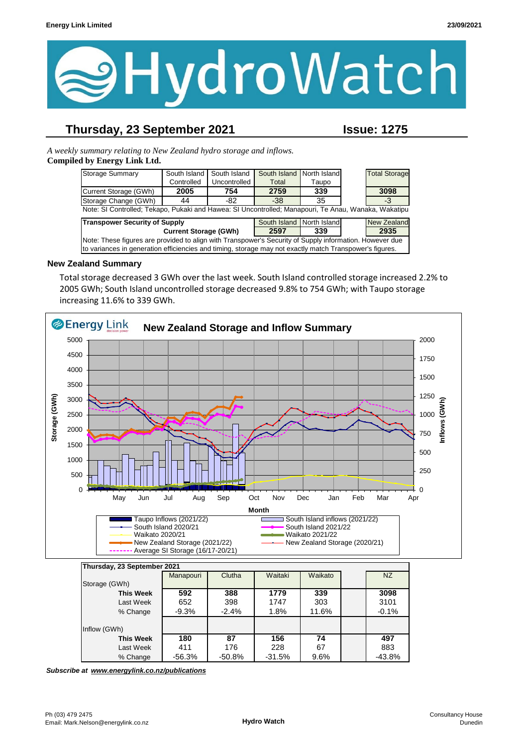**Energy Link Limited** **23/09/2021**

# HydroWatch

## Thursday, 23 September 2021 — Issue: 1275

*A weekly summary relating to New Zealand hydro storage and inflows.*
**Compiled by Energy Link Ltd.**

| Storage Summary | South Island Controlled | South Island Uncontrolled | South Island Total | North Island Taupo | | Total Storage |
|---|---|---|---|---|---|---|
| Current Storage (GWh) | **2005** | **754** | **2759** | **339** | | **3098** |
| Storage Change (GWh) | 44 | -82 | -38 | 35 | | -3 |

Note: SI Controlled; Tekapo, Pukaki and Hawea: SI Uncontrolled; Manapouri, Te Anau, Wanaka, Wakatipu

| Transpower Security of Supply | South Island | North Island | | New Zealand |
|---|---|---|---|---|
| Current Storage (GWh) | **2597** | **339** | | **2935** |

Note: These figures are provided to align with Transpower's Security of Supply information. However due to variances in generation efficiencies and timing, storage may not exactly match Transpower's figures.

### New Zealand Summary

Total storage decreased 3 GWh over the last week. South Island controlled storage increased 2.2% to 2005 GWh; South Island uncontrolled storage decreased 9.8% to 754 GWh; with Taupo storage increasing 11.6% to 339 GWh.

**New Zealand Storage and Inflow Summary**

| Thursday, 23 September 2021 | Manapouri | Clutha | Waitaki | Waikato | | NZ |
|---|---|---|---|---|---|---|
| **Storage (GWh)** | | | | | | |
| **This Week** | **592** | **388** | **1779** | **339** | | **3098** |
| Last Week | 652 | 398 | 1747 | 303 | | 3101 |
| % Change | -9.3% | -2.4% | 1.8% | 11.6% | | -0.1% |
| **Inflow (GWh)** | | | | | | |
| **This Week** | **180** | **87** | **156** | **74** | | **497** |
| Last Week | 411 | 176 | 228 | 67 | | 883 |
| % Change | -56.3% | -50.8% | -31.5% | 9.6% | | -43.8% |

***Subscribe at www.energylink.co.nz/publications***

Ph (03) 479 2475
Email: Mark.Nelson@energylink.co.nz

Hydro Watch

Consultancy House
Dunedin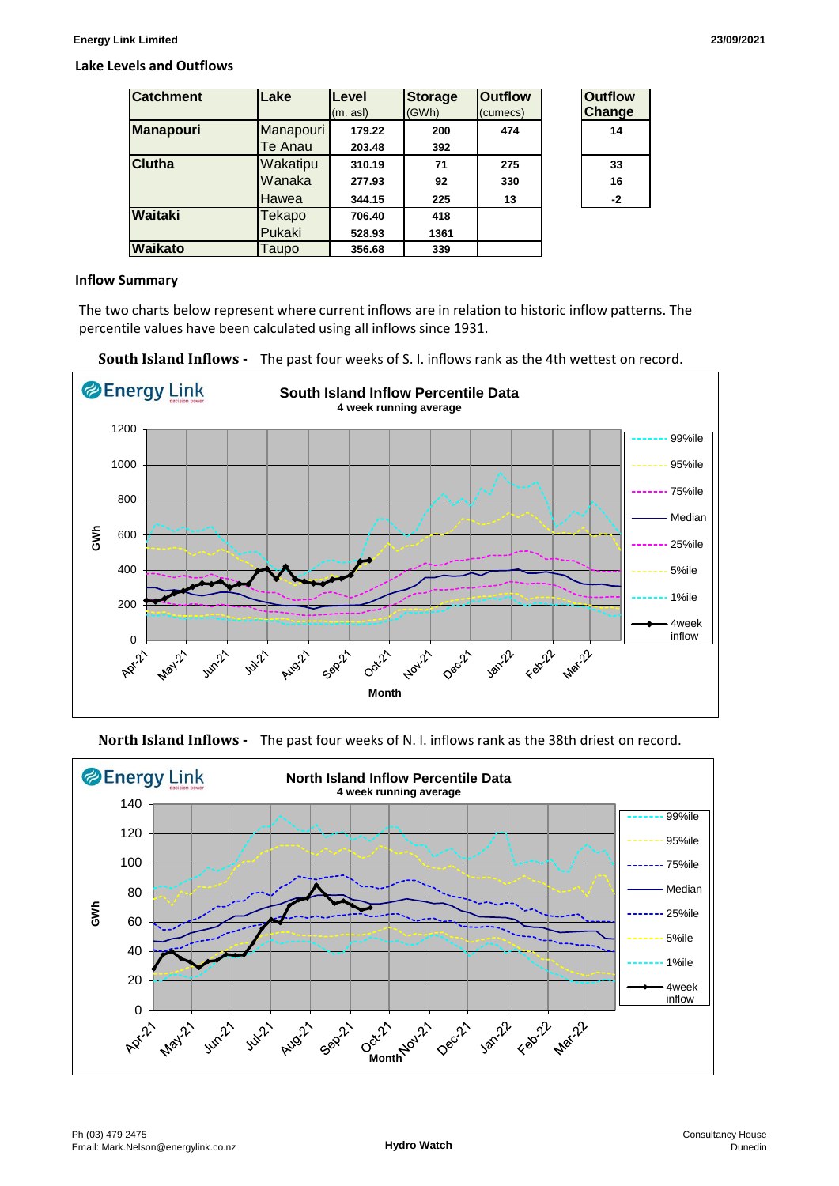## Lake Levels and Outflows

| Catchment | Lake | Level (m. asl) | Storage (GWh) | Outflow (cumecs) | Outflow Change |
|---|---|---|---|---|---|
| Manapouri | Manapouri | 179.22 | 200 | 474 | 14 |
| | Te Anau | 203.48 | 392 | | |
| Clutha | Wakatipu | 310.19 | 71 | 275 | 33 |
| | Wanaka | 277.93 | 92 | 330 | 16 |
| | Hawea | 344.15 | 225 | 13 | -2 |
| Waitaki | Tekapo | 706.40 | 418 | | |
| | Pukaki | 528.93 | 1361 | | |
| Waikato | Taupo | 356.68 | 339 | | |

## Inflow Summary

The two charts below represent where current inflows are in relation to historic inflow patterns. The percentile values have been calculated using all inflows since 1931.

**South Island Inflows -** The past four weeks of S. I. inflows rank as the 4th wettest on record.

**North Island Inflows -** The past four weeks of N. I. inflows rank as the 38th driest on record.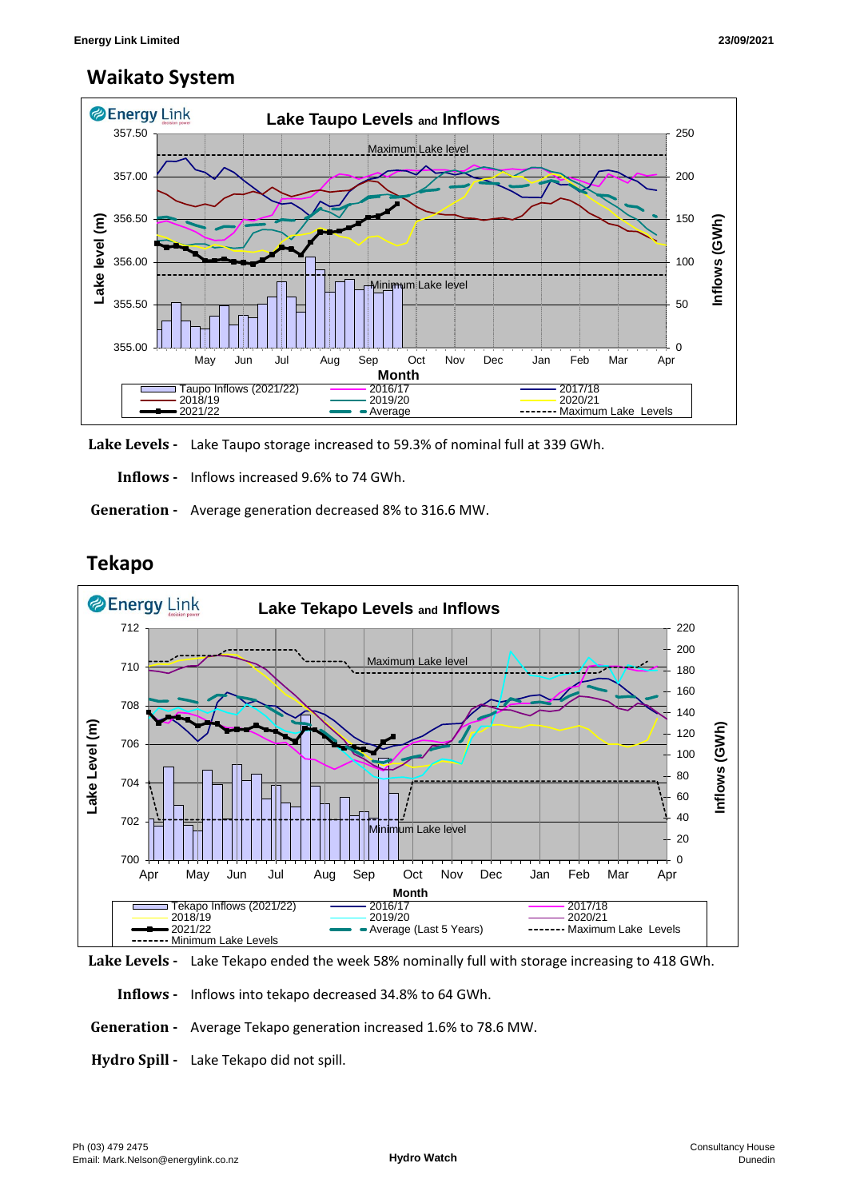## Waikato System

**Lake Levels -** Lake Taupo storage increased to 59.3% of nominal full at 339 GWh.

**Inflows -** Inflows increased 9.6% to 74 GWh.

**Generation -** Average generation decreased 8% to 316.6 MW.

## Tekapo

**Lake Levels -** Lake Tekapo ended the week 58% nominally full with storage increasing to 418 GWh.

**Inflows -** Inflows into tekapo decreased 34.8% to 64 GWh.

**Generation -** Average Tekapo generation increased 1.6% to 78.6 MW.

**Hydro Spill -** Lake Tekapo did not spill.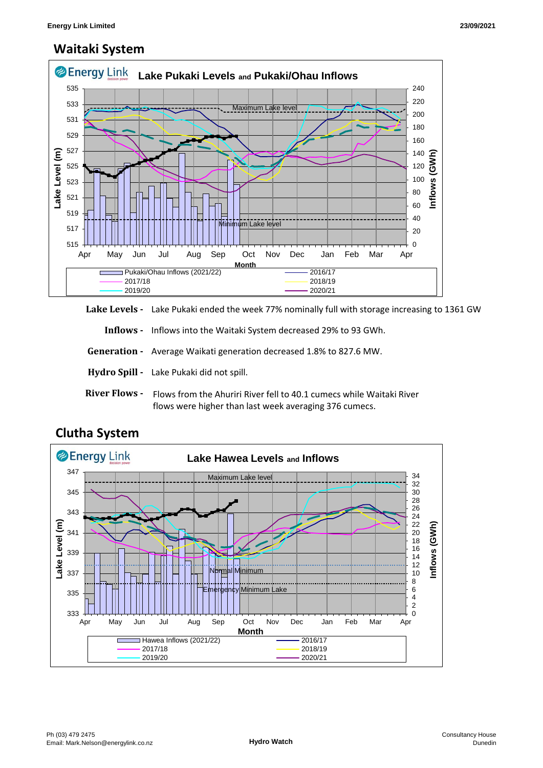## Waitaki System

**Lake Levels -** Lake Pukaki ended the week 77% nominally full with storage increasing to 1361 GW

**Inflows -** Inflows into the Waitaki System decreased 29% to 93 GWh.

**Generation -** Average Waikati generation decreased 1.8% to 827.6 MW.

**Hydro Spill -** Lake Pukaki did not spill.

**River Flows -** Flows from the Ahuriri River fell to 40.1 cumecs while Waitaki River flows were higher than last week averaging 376 cumecs.

## Clutha System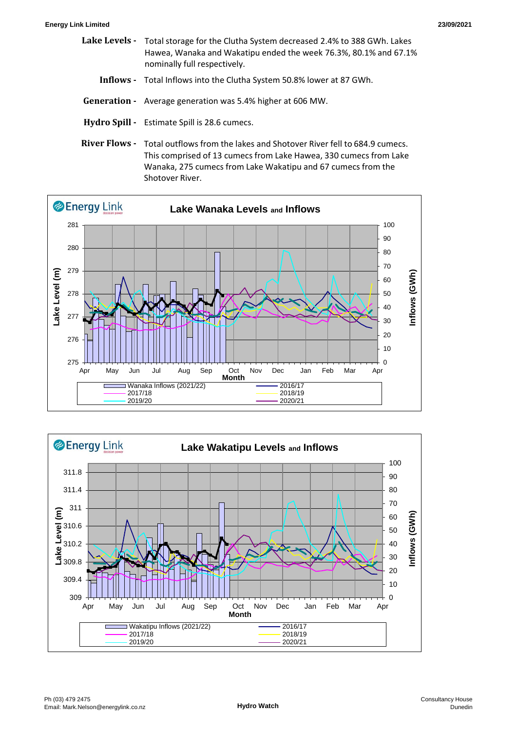**Lake Levels -** Total storage for the Clutha System decreased 2.4% to 388 GWh. Lakes Hawea, Wanaka and Wakatipu ended the week 76.3%, 80.1% and 67.1% nominally full respectively.

**Inflows -** Total Inflows into the Clutha System 50.8% lower at 87 GWh.

**Generation -** Average generation was 5.4% higher at 606 MW.

**Hydro Spill -** Estimate Spill is 28.6 cumecs.

**River Flows -** Total outflows from the lakes and Shotover River fell to 684.9 cumecs. This comprised of 13 cumecs from Lake Hawea, 330 cumecs from Lake Wanaka, 275 cumecs from Lake Wakatipu and 67 cumecs from the Shotover River.

**Lake Wanaka Levels and Inflows**

**Lake Wakatipu Levels and Inflows**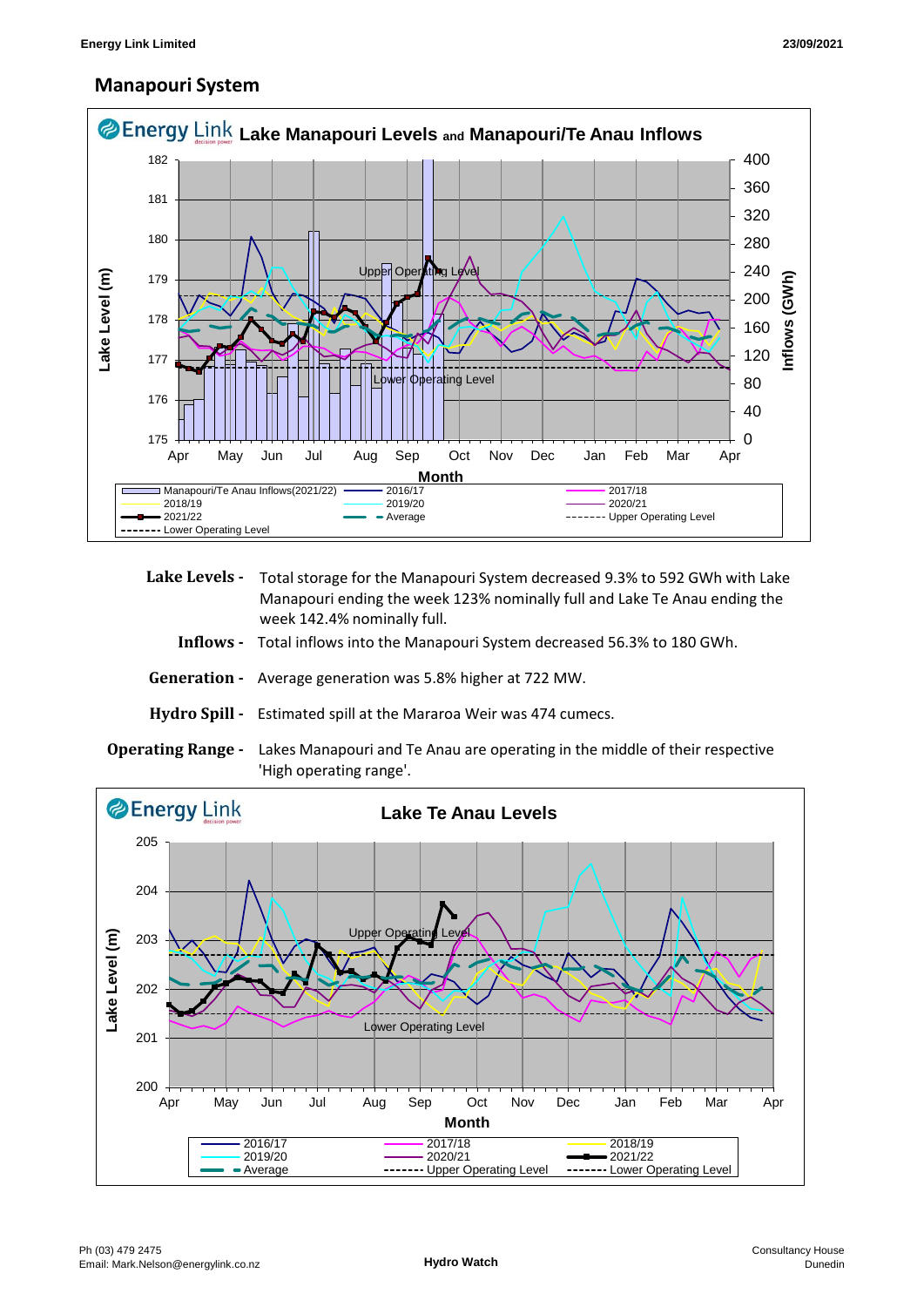## Manapouri System

Energy Link decision power **Lake Manapouri Levels and Manapouri/Te Anau Inflows**

Lake Level (m)

182
181
180
179
178
177
176
175

Inflows (GWh)

400
360
320
280
240
200
160
120
80
40
0

Upper Operating Level

Lower Operating Level

Apr May Jun Jul Aug Sep Oct Nov Dec Jan Feb Mar Apr

Month

Manapouri/Te Anau Inflows(2021/22)
2016/17
2017/18
2018/19
2019/20
2020/21
2021/22
Average
Upper Operating Level
Lower Operating Level

**Lake Levels -** Total storage for the Manapouri System decreased 9.3% to 592 GWh with Lake Manapouri ending the week 123% nominally full and Lake Te Anau ending the week 142.4% nominally full.

**Inflows -** Total inflows into the Manapouri System decreased 56.3% to 180 GWh.

**Generation -** Average generation was 5.8% higher at 722 MW.

**Hydro Spill -** Estimated spill at the Mararoa Weir was 474 cumecs.

**Operating Range -** Lakes Manapouri and Te Anau are operating in the middle of their respective 'High operating range'.

Energy Link decision power **Lake Te Anau Levels**

Lake Level (m)

205
204
203
202
201
200

Upper Operating Level

Lower Operating Level

Apr May Jun Jul Aug Sep Oct Nov Dec Jan Feb Mar Apr

Month

2016/17
2017/18
2018/19
2019/20
2020/21
2021/22
Average
Upper Operating Level
Lower Operating Level